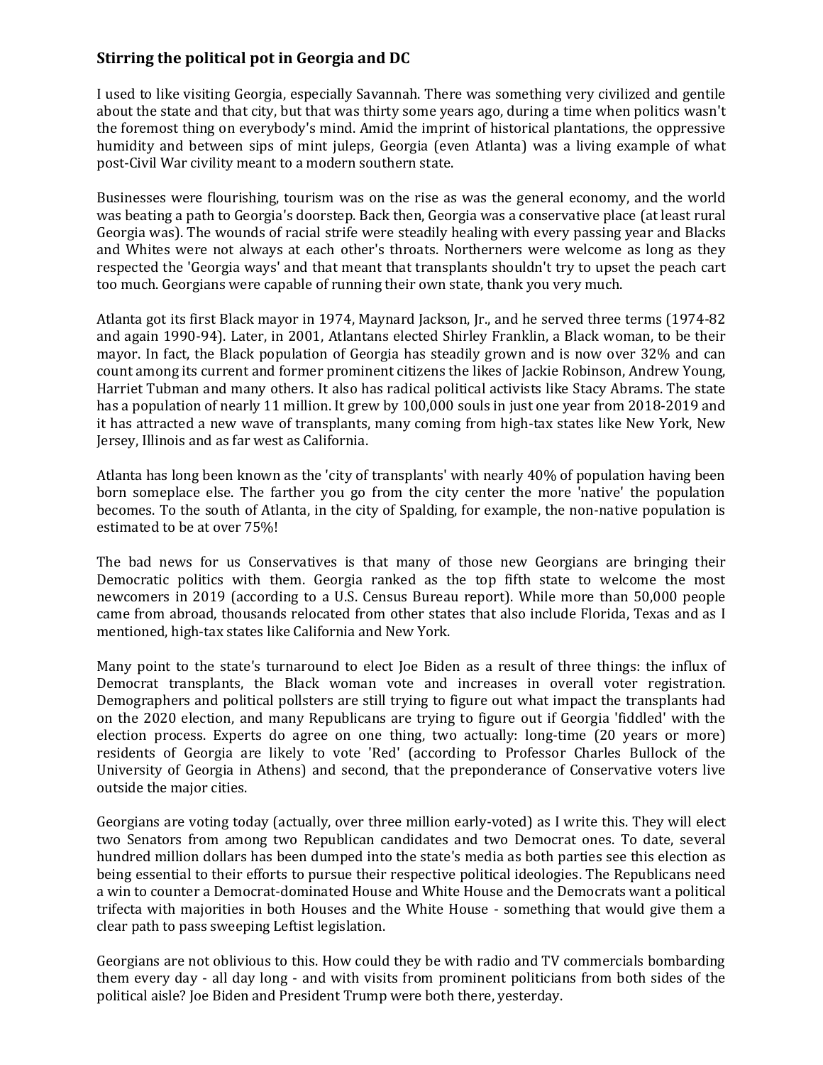## Stirring the political pot in Georgia and DC

I used to like visiting Georgia, especially Savannah. There was something very civilized and gentile about the state and that city, but that was thirty some years ago, during a time when politics wasn't the foremost thing on everybody's mind. Amid the imprint of historical plantations, the oppressive humidity and between sips of mint juleps, Georgia (even Atlanta) was a living example of what post-Civil War civility meant to a modern southern state.

Businesses were flourishing, tourism was on the rise as was the general economy, and the world was beating a path to Georgia's doorstep. Back then, Georgia was a conservative place (at least rural Georgia was). The wounds of racial strife were steadily healing with every passing year and Blacks and Whites were not always at each other's throats. Northerners were welcome as long as they respected the 'Georgia ways' and that meant that transplants shouldn't try to upset the peach cart too much. Georgians were capable of running their own state, thank you very much.

Atlanta got its first Black mayor in 1974, Maynard Jackson, Jr., and he served three terms (1974-82 and again 1990-94). Later, in 2001, Atlantans elected Shirley Franklin, a Black woman, to be their mayor. In fact, the Black population of Georgia has steadily grown and is now over 32% and can count among its current and former prominent citizens the likes of Jackie Robinson, Andrew Young, Harriet Tubman and many others. It also has radical political activists like Stacy Abrams. The state has a population of nearly 11 million. It grew by 100,000 souls in just one year from 2018-2019 and it has attracted a new wave of transplants, many coming from high-tax states like New York, New Jersey, Illinois and as far west as California.

Atlanta has long been known as the 'city of transplants' with nearly 40% of population having been born someplace else. The farther you go from the city center the more 'native' the population becomes. To the south of Atlanta, in the city of Spalding, for example, the non-native population is estimated to be at over 75%!

The bad news for us Conservatives is that many of those new Georgians are bringing their Democratic politics with them. Georgia ranked as the top fifth state to welcome the most newcomers in 2019 (according to a U.S. Census Bureau report). While more than 50,000 people came from abroad, thousands relocated from other states that also include Florida, Texas and as I mentioned, high-tax states like California and New York.

Many point to the state's turnaround to elect Joe Biden as a result of three things: the influx of Democrat transplants, the Black woman vote and increases in overall voter registration. Demographers and political pollsters are still trying to figure out what impact the transplants had on the 2020 election, and many Republicans are trying to figure out if Georgia 'fiddled' with the election process. Experts do agree on one thing, two actually: long-time (20 years or more) residents of Georgia are likely to vote 'Red' (according to Professor Charles Bullock of the University of Georgia in Athens) and second, that the preponderance of Conservative voters live outside the major cities.

Georgians are voting today (actually, over three million early-voted) as I write this. They will elect two Senators from among two Republican candidates and two Democrat ones. To date, several hundred million dollars has been dumped into the state's media as both parties see this election as being essential to their efforts to pursue their respective political ideologies. The Republicans need a win to counter a Democrat-dominated House and White House and the Democrats want a political trifecta with majorities in both Houses and the White House - something that would give them a clear path to pass sweeping Leftist legislation.

Georgians are not oblivious to this. How could they be with radio and TV commercials bombarding them every day - all day long - and with visits from prominent politicians from both sides of the political aisle? Joe Biden and President Trump were both there, yesterday.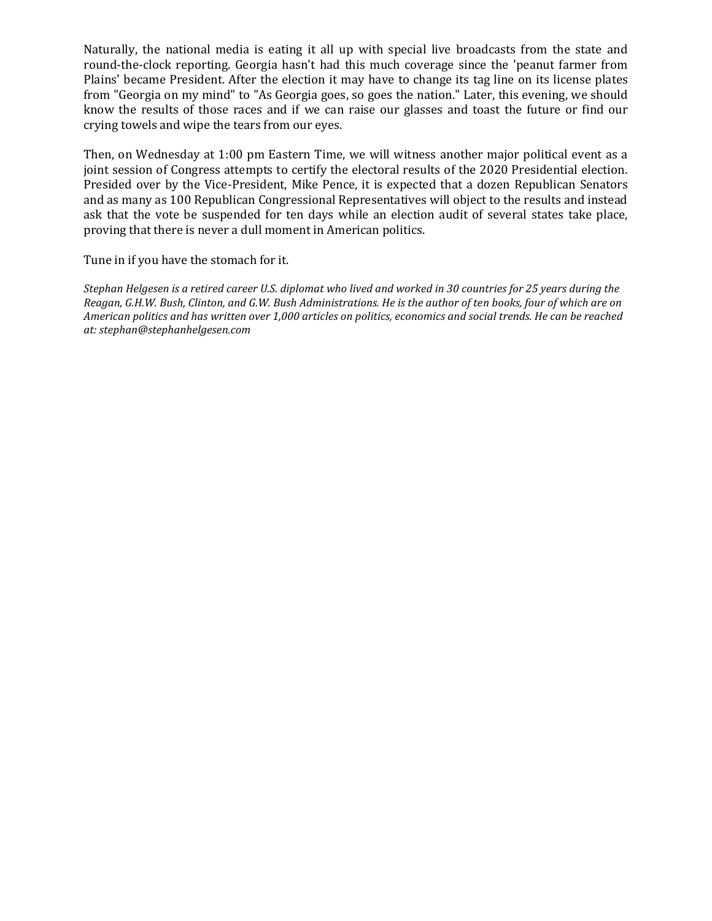Naturally, the national media is eating it all up with special live broadcasts from the state and round-the-clock reporting. Georgia hasn't had this much coverage since the 'peanut farmer from Plains' became President. After the election it may have to change its tag line on its license plates from "Georgia on my mind" to "As Georgia goes, so goes the nation." Later, this evening, we should know the results of those races and if we can raise our glasses and toast the future or find our crying towels and wipe the tears from our eyes.

Then, on Wednesday at 1:00 pm Eastern Time, we will witness another major political event as a joint session of Congress attempts to certify the electoral results of the 2020 Presidential election. Presided over by the Vice-President, Mike Pence, it is expected that a dozen Republican Senators and as many as 100 Republican Congressional Representatives will object to the results and instead ask that the vote be suspended for ten days while an election audit of several states take place, proving that there is never a dull moment in American politics.

Tune in if you have the stomach for it.

*Stephan Helgesen is a retired career U.S. diplomat who lived and worked in 30 countries for 25 years during the Reagan, G.H.W. Bush, Clinton, and G.W. Bush Administrations. He is the author of ten books, four of which are on American politics and has written over 1,000 articles on politics, economics and social trends. He can be reached at: stephan@stephanhelgesen.com*